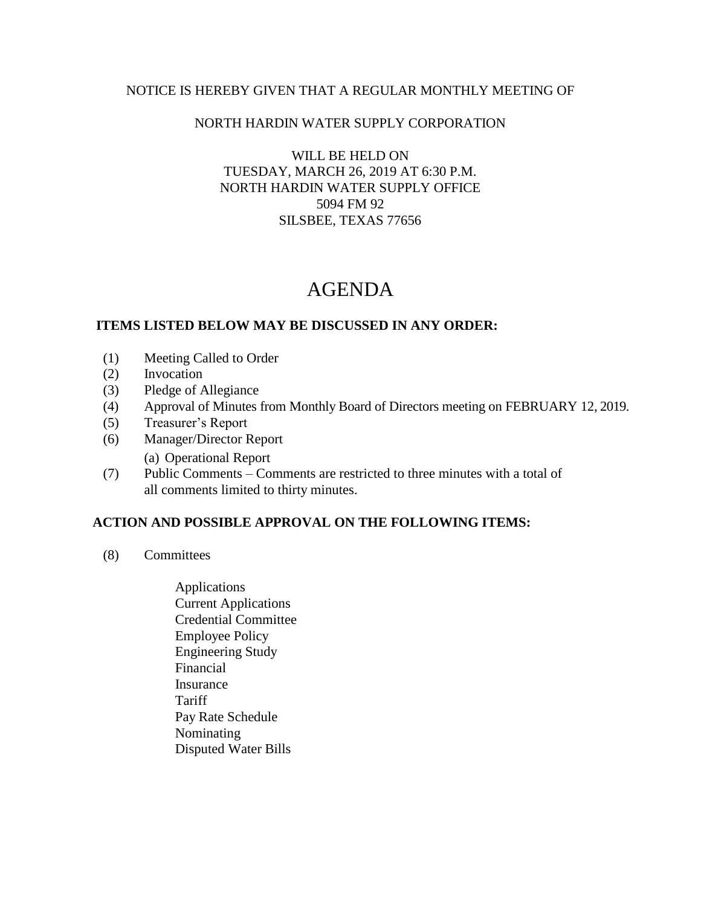NOTICE IS HEREBY GIVEN THAT A REGULAR MONTHLY MEETING OF

NORTH HARDIN WATER SUPPLY CORPORATION

WILL BE HELD ON
TUESDAY, MARCH 26, 2019 AT 6:30 P.M.
NORTH HARDIN WATER SUPPLY OFFICE
5094 FM 92
SILSBEE, TEXAS 77656

# AGENDA

**ITEMS LISTED BELOW MAY BE DISCUSSED IN ANY ORDER:**

(1) Meeting Called to Order
(2) Invocation
(3) Pledge of Allegiance
(4) Approval of Minutes from Monthly Board of Directors meeting on FEBRUARY 12, 2019.
(5) Treasurer's Report
(6) Manager/Director Report
    (a) Operational Report
(7) Public Comments – Comments are restricted to three minutes with a total of all comments limited to thirty minutes.

**ACTION AND POSSIBLE APPROVAL ON THE FOLLOWING ITEMS:**

(8) Committees

- Applications
- Current Applications
- Credential Committee
- Employee Policy
- Engineering Study
- Financial
- Insurance
- Tariff
- Pay Rate Schedule
- Nominating
- Disputed Water Bills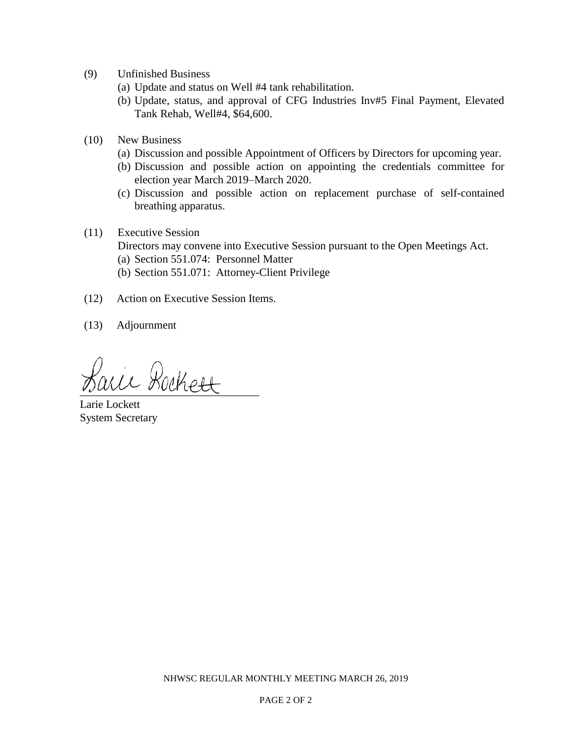(9) Unfinished Business

(a) Update and status on Well #4 tank rehabilitation.

(b) Update, status, and approval of CFG Industries Inv#5 Final Payment, Elevated Tank Rehab, Well#4, $64,600.

(10) New Business

(a) Discussion and possible Appointment of Officers by Directors for upcoming year.

(b) Discussion and possible action on appointing the credentials committee for election year March 2019–March 2020.

(c) Discussion and possible action on replacement purchase of self-contained breathing apparatus.

(11) Executive Session

Directors may convene into Executive Session pursuant to the Open Meetings Act.

(a) Section 551.074: Personnel Matter

(b) Section 551.071: Attorney-Client Privilege

(12) Action on Executive Session Items.

(13) Adjournment

Larie Lockett
System Secretary